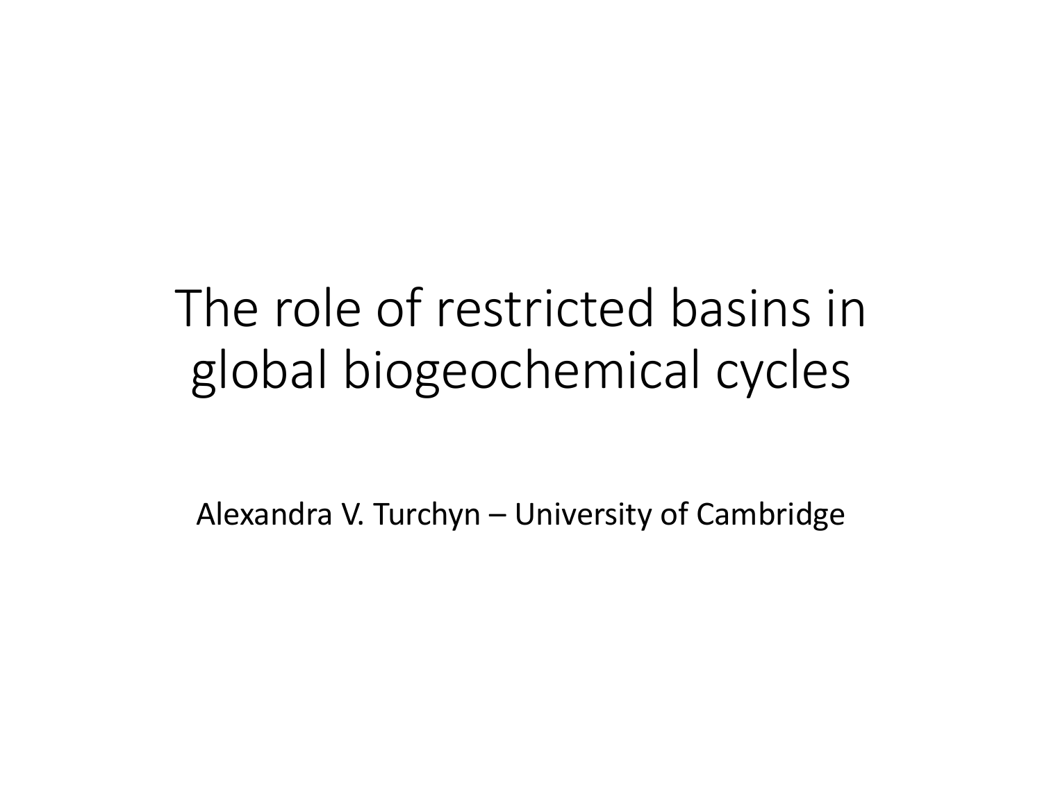# The role of restricted basins in global biogeochemical cycles

Alexandra V. Turchyn – University of Cambridge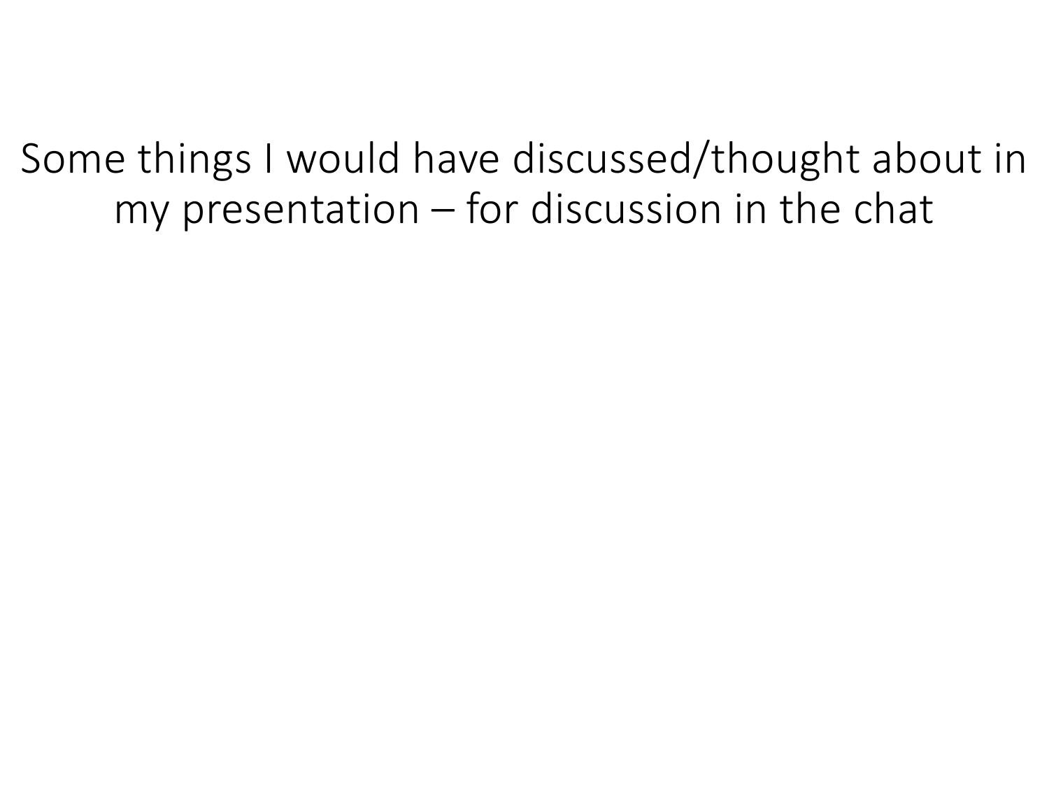Some things I would have discussed/thought about in my presentation – for discussion in the chat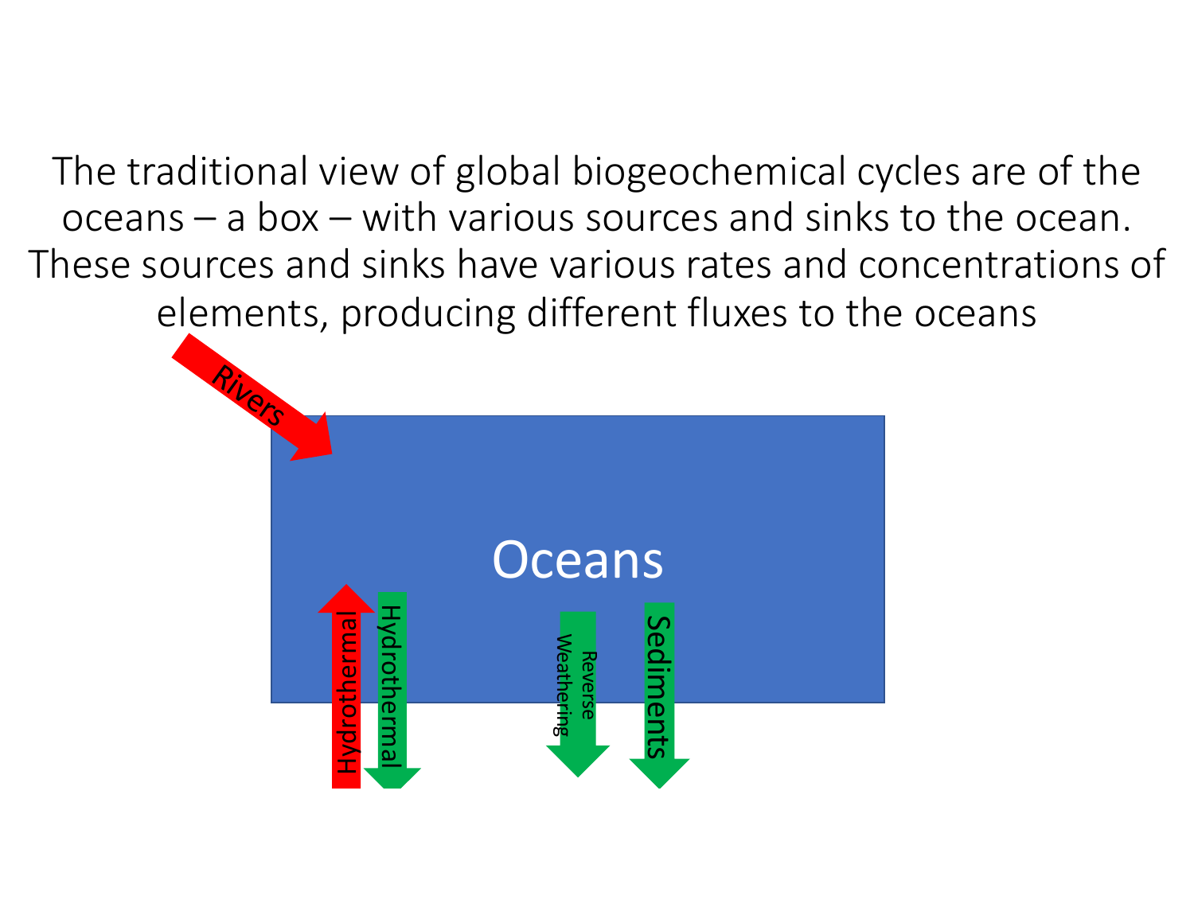The traditional view of global biogeochemical cycles are of the oceans – a box – with various sources and sinks to the ocean. These sources and sinks have various rates and concentrations of elements, producing different fluxes to the oceans

Rivers

Oceans

Hydrothermal

Hydrothermal

Reverse Weathering

Sediments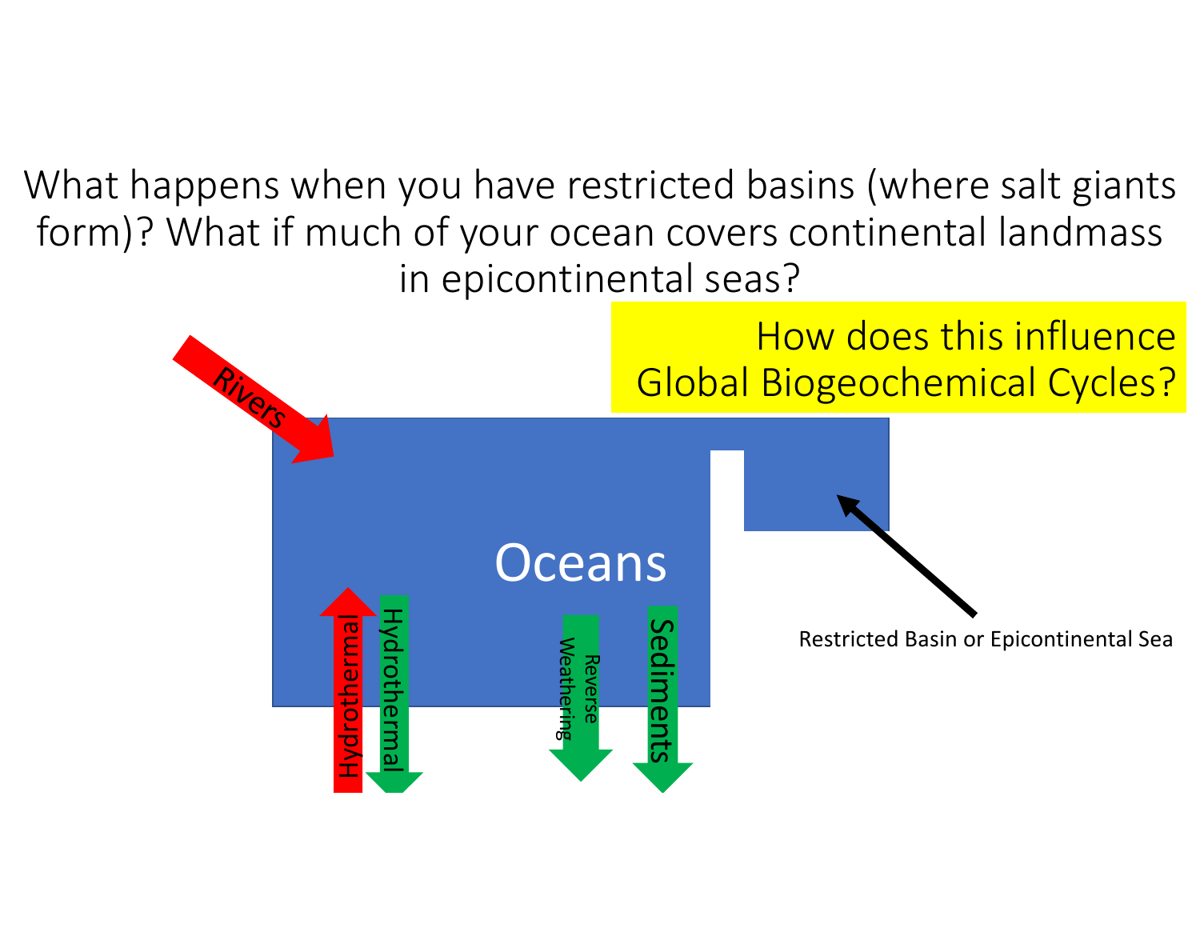What happens when you have restricted basins (where salt giants form)? What if much of your ocean covers continental landmass in epicontinental seas?

How does this influence Global Biogeochemical Cycles?

Rivers

Oceans

Hydrothermal

Hydrothermal

Reverse Weathering

Sediments

Restricted Basin or Epicontinental Sea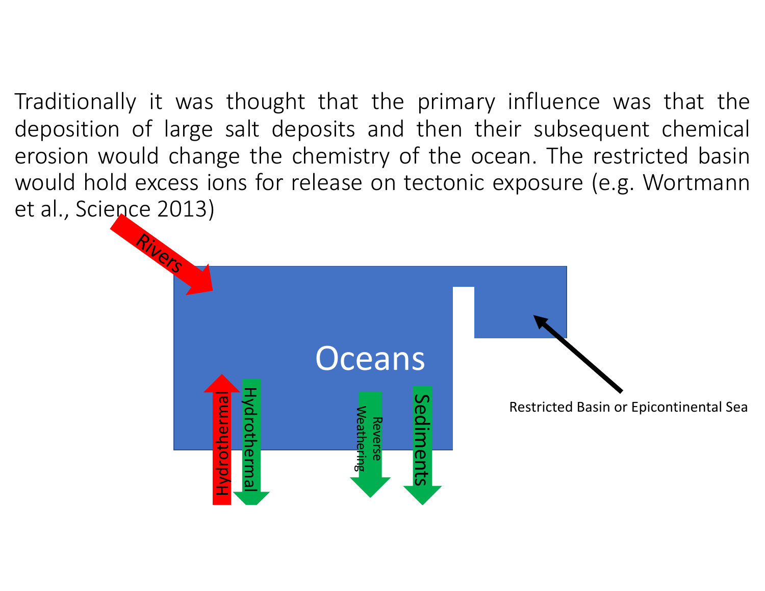Traditionally it was thought that the primary influence was that the deposition of large salt deposits and then their subsequent chemical erosion would change the chemistry of the ocean. The restricted basin would hold excess ions for release on tectonic exposure (e.g. Wortmann et al., Science 2013)

Rivers

Oceans

Hydrothermal

Hydrothermal

Reverse Weathering

Sediments

Restricted Basin or Epicontinental Sea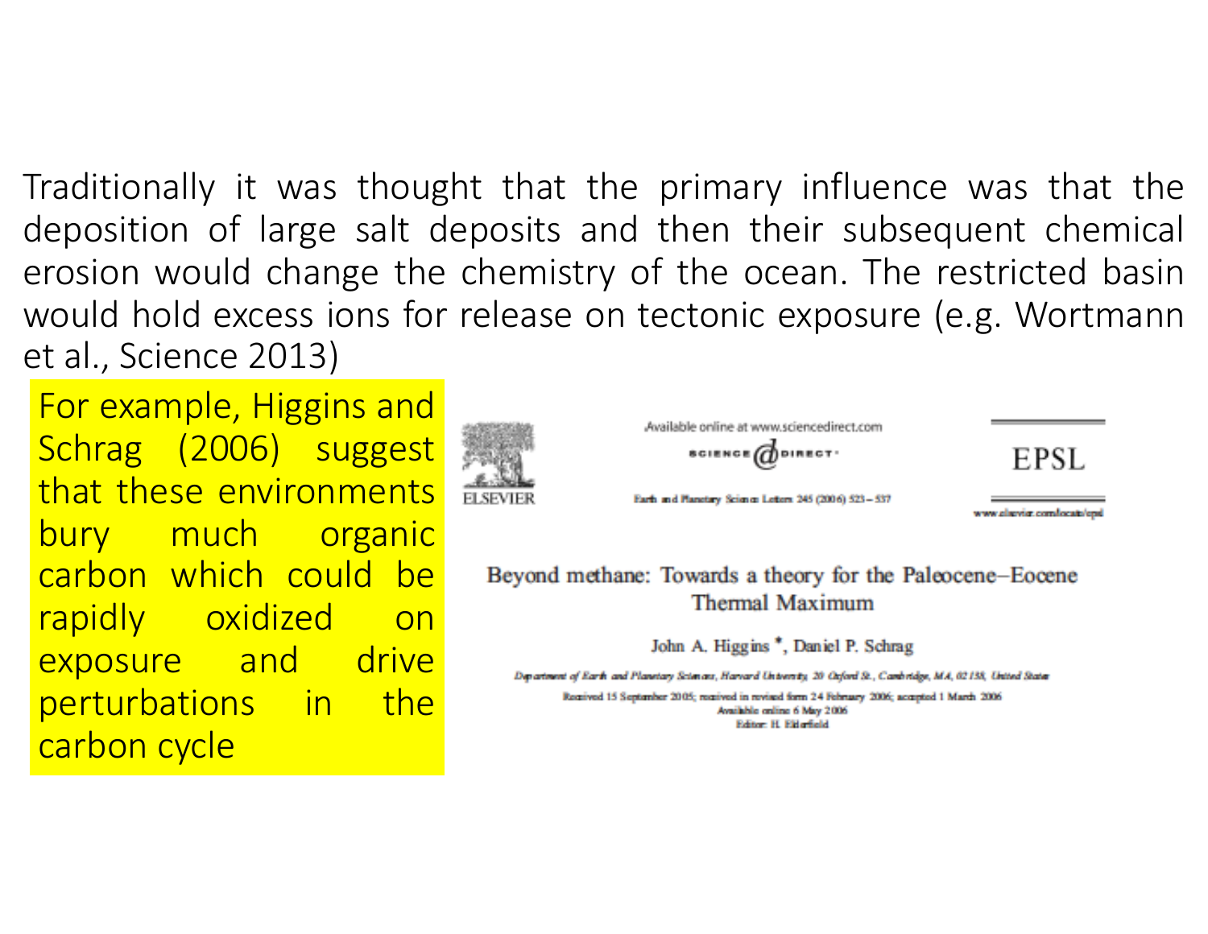Traditionally it was thought that the primary influence was that the deposition of large salt deposits and then their subsequent chemical erosion would change the chemistry of the ocean. The restricted basin would hold excess ions for release on tectonic exposure (e.g. Wortmann et al., Science 2013)

For example, Higgins and Schrag (2006) suggest that these environments bury much organic carbon which could be rapidly oxidized on exposure and drive perturbations in the carbon cycle

Available online at www.sciencedirect.com

SCIENCE DIRECT

Earth and Planetary Science Letters 245 (2006) 523–537

EPSL

www.elsevier.com/locate/epsl

ELSEVIER

Beyond methane: Towards a theory for the Paleocene–Eocene Thermal Maximum

John A. Higgins *, Daniel P. Schrag

Department of Earth and Planetary Sciences, Harvard University, 20 Oxford St., Cambridge, MA, 02138, United States

Received 15 September 2005; received in revised form 24 February 2006; accepted 1 March 2006
Available online 6 May 2006
Editor: H. Elderfield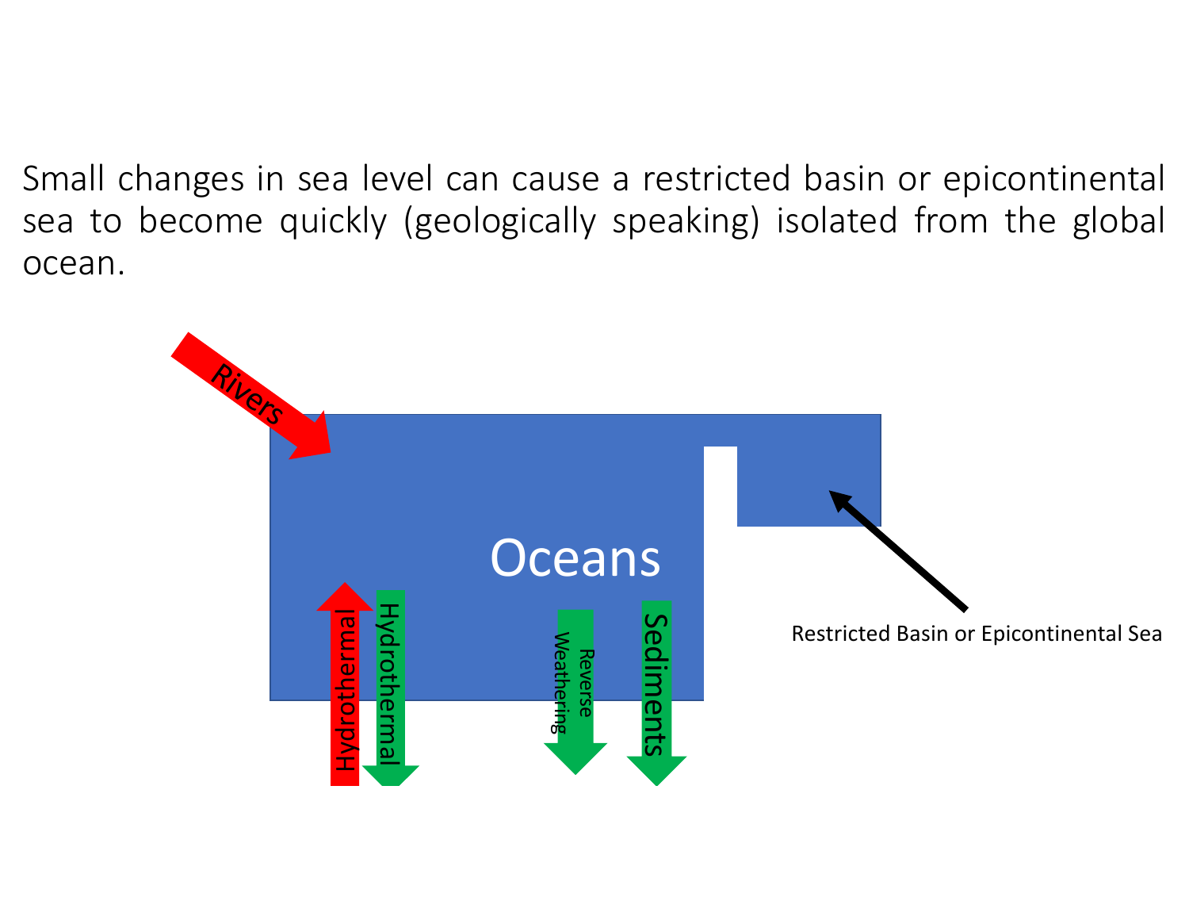Small changes in sea level can cause a restricted basin or epicontinental sea to become quickly (geologically speaking) isolated from the global ocean.

Rivers

Oceans

Hydrothermal

Hydrothermal

Reverse Weathering

Sediments

Restricted Basin or Epicontinental Sea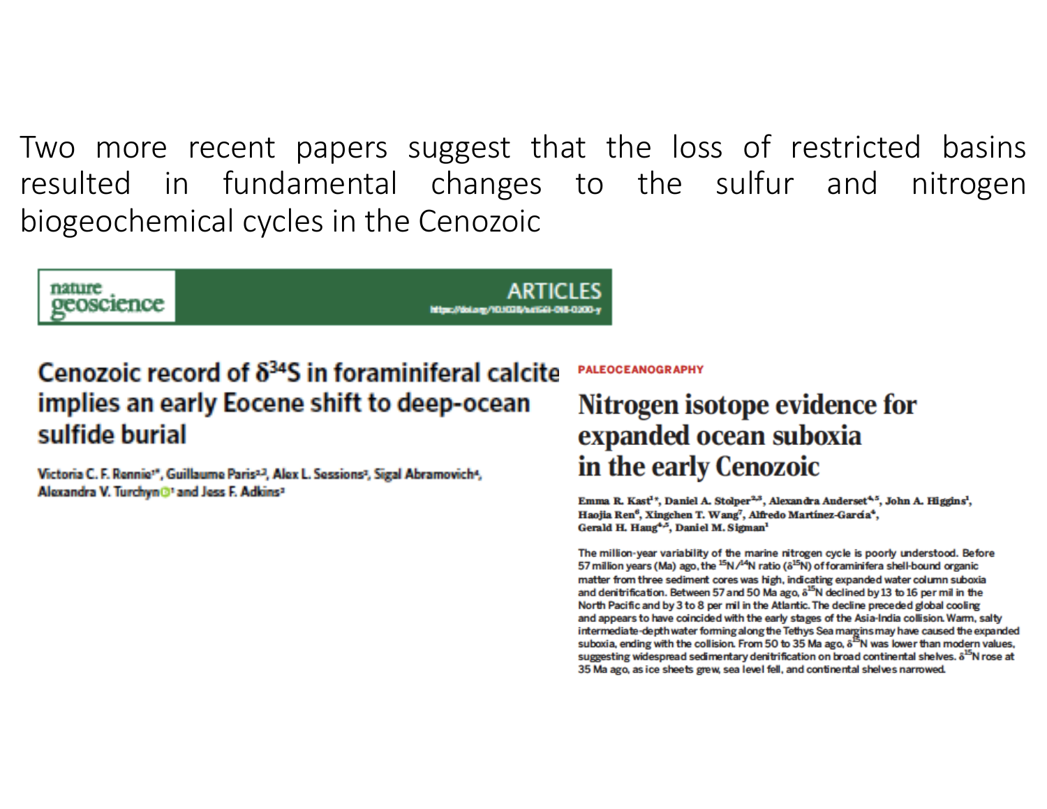Two more recent papers suggest that the loss of restricted basins resulted in fundamental changes to the sulfur and nitrogen biogeochemical cycles in the Cenozoic

nature geoscience

ARTICLES

https://doi.org/10.1038/s41561-018-0200-y

## Cenozoic record of $\delta^{34}$S in foraminiferal calcite implies an early Eocene shift to deep-ocean sulfide burial

Victoria C. F. Rennie[1]*, Guillaume Paris[2,3], Alex L. Sessions[2], Sigal Abramovich[4], Alexandra V. Turchyn[1] and Jess F. Adkins[2]

PALEOCEANOGRAPHY

## Nitrogen isotope evidence for expanded ocean suboxia in the early Cenozoic

Emma R. Kast[1]*, Daniel A. Stolper[2,3], Alexandra Auderset[4,5], John A. Higgins[1], Haojia Ren[6], Xingchen T. Wang[7], Alfredo Martínez-García[4], Gerald H. Haug[4,5], Daniel M. Sigman[1]

The million-year variability of the marine nitrogen cycle is poorly understood. Before 57 million years (Ma) ago, the $^{15}$N/$^{14}$N ratio ($\delta^{15}$N) of foraminifera shell-bound organic matter from three sediment cores was high, indicating expanded water column suboxia and denitrification. Between 57 and 50 Ma ago, $\delta^{15}$N declined by 13 to 16 per mil in the North Pacific and by 3 to 8 per mil in the Atlantic. The decline preceded global cooling and appears to have coincided with the early stages of the Asia-India collision. Warm, salty intermediate-depth water forming along the Tethys Sea margins may have caused the expanded suboxia, ending with the collision. From 50 to 35 Ma ago, $\delta^{15}$N was lower than modern values, suggesting widespread sedimentary denitrification on broad continental shelves. $\delta^{15}$N rose at 35 Ma ago, as ice sheets grew, sea level fell, and continental shelves narrowed.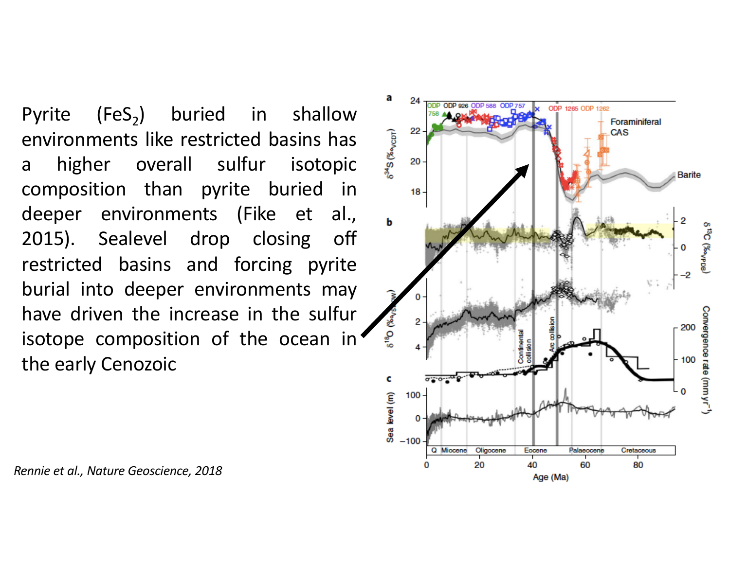Pyrite ($FeS_2$) buried in shallow environments like restricted basins has a higher overall sulfur isotopic composition than pyrite buried in deeper environments (Fike et al., 2015). Sealevel drop closing off restricted basins and forcing pyrite burial into deeper environments may have driven the increase in the sulfur isotope composition of the ocean in the early Cenozoic

*Rennie et al., Nature Geoscience, 2018*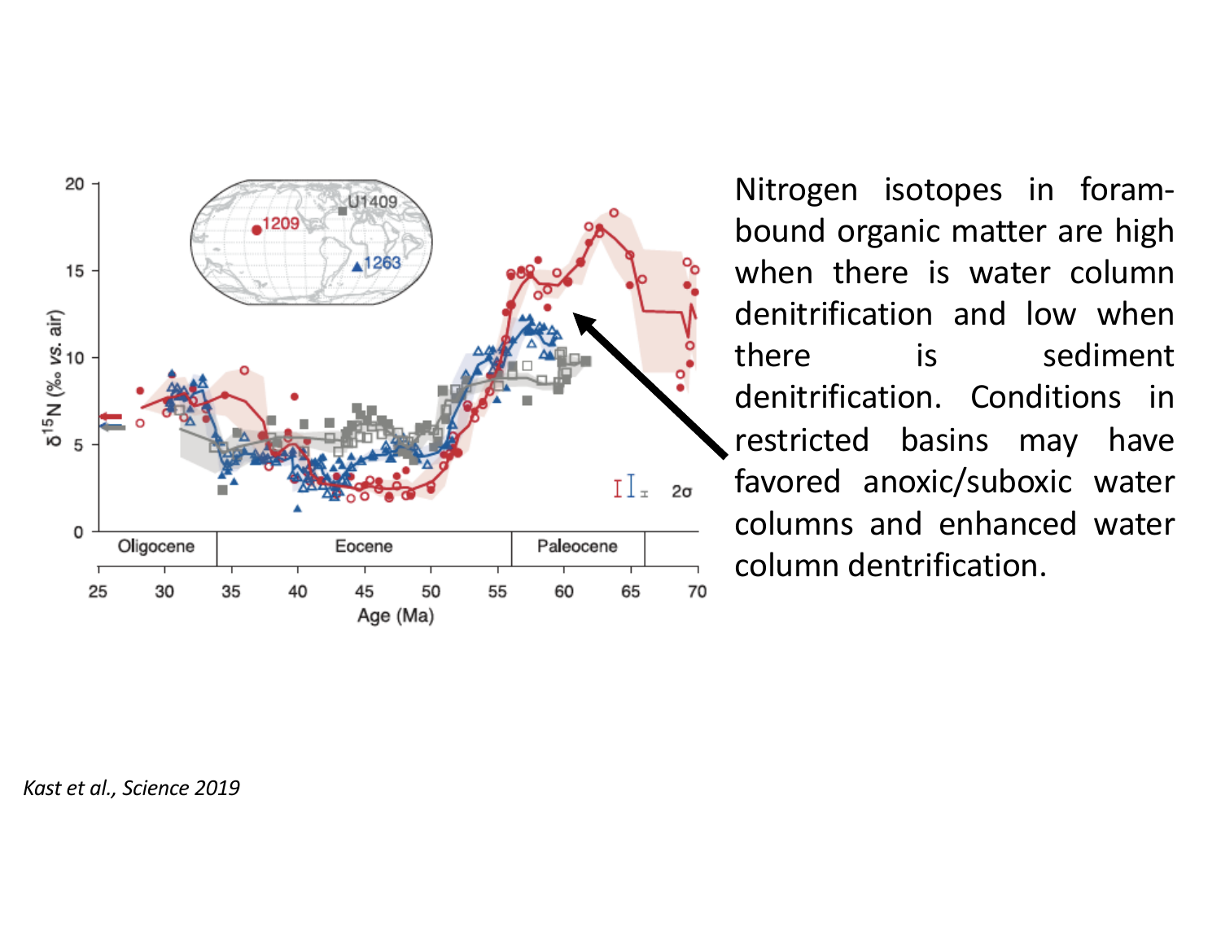Nitrogen isotopes in foram-bound organic matter are high when there is water column denitrification and low when there is sediment denitrification. Conditions in restricted basins may have favored anoxic/suboxic water columns and enhanced water column dentrification.

*Kast et al., Science 2019*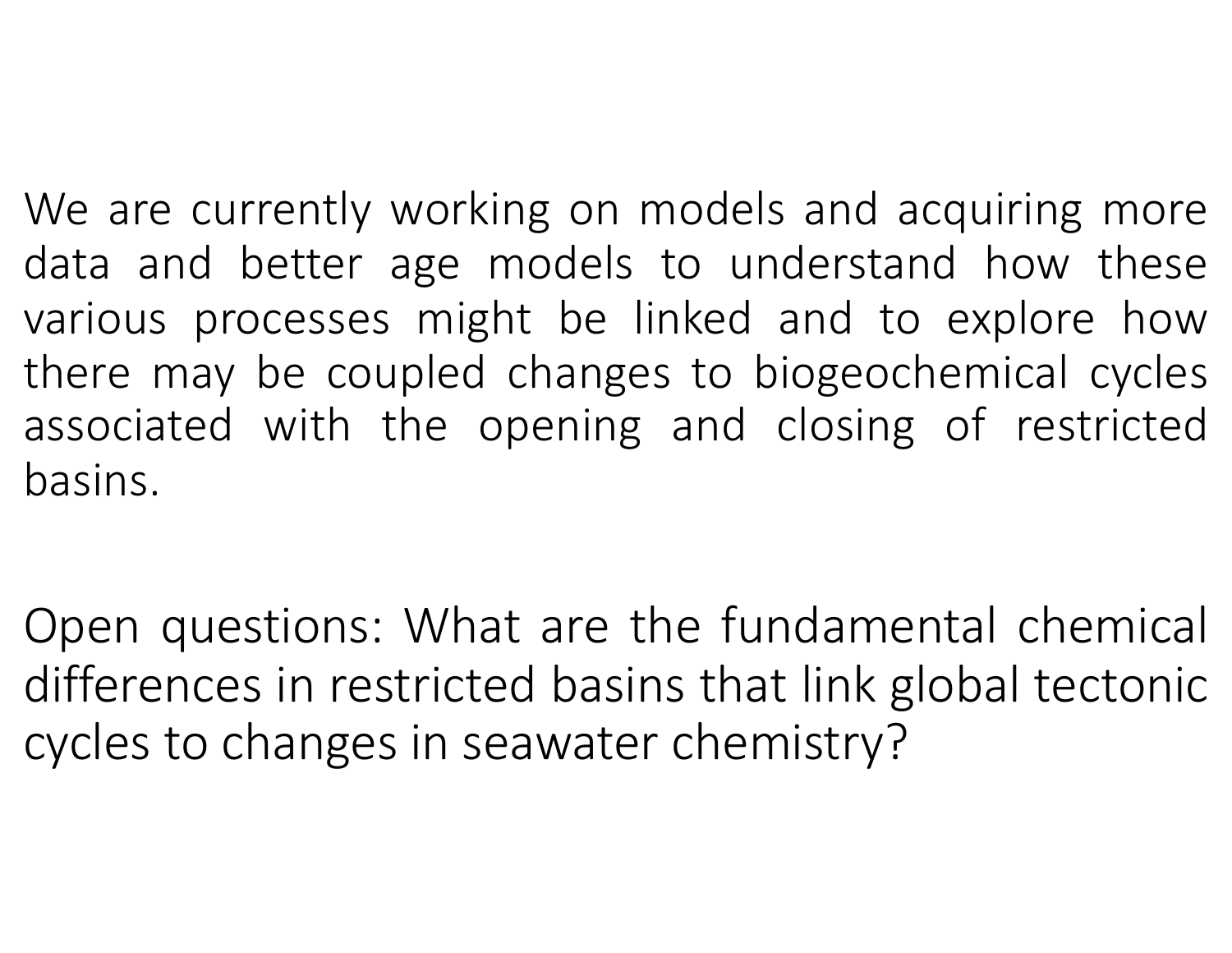We are currently working on models and acquiring more data and better age models to understand how these various processes might be linked and to explore how there may be coupled changes to biogeochemical cycles associated with the opening and closing of restricted basins.

Open questions: What are the fundamental chemical differences in restricted basins that link global tectonic cycles to changes in seawater chemistry?